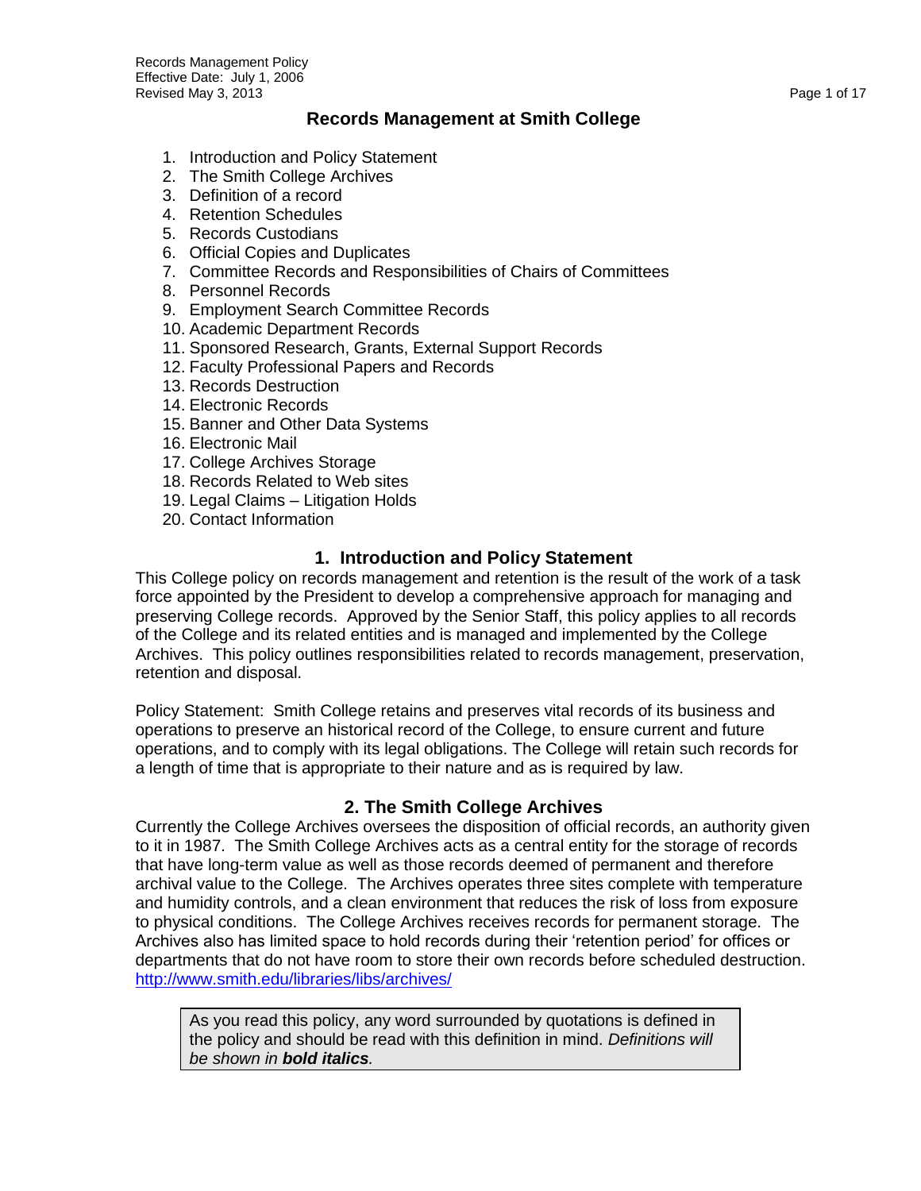# Records Management at Smith College

1. Introduction and Policy Statement
2. The Smith College Archives
3. Definition of a record
4. Retention Schedules
5. Records Custodians
6. Official Copies and Duplicates
7. Committee Records and Responsibilities of Chairs of Committees
8. Personnel Records
9. Employment Search Committee Records
10. Academic Department Records
11. Sponsored Research, Grants, External Support Records
12. Faculty Professional Papers and Records
13. Records Destruction
14. Electronic Records
15. Banner and Other Data Systems
16. Electronic Mail
17. College Archives Storage
18. Records Related to Web sites
19. Legal Claims – Litigation Holds
20. Contact Information

## 1. Introduction and Policy Statement

This College policy on records management and retention is the result of the work of a task force appointed by the President to develop a comprehensive approach for managing and preserving College records. Approved by the Senior Staff, this policy applies to all records of the College and its related entities and is managed and implemented by the College Archives. This policy outlines responsibilities related to records management, preservation, retention and disposal.

Policy Statement: Smith College retains and preserves vital records of its business and operations to preserve an historical record of the College, to ensure current and future operations, and to comply with its legal obligations. The College will retain such records for a length of time that is appropriate to their nature and as is required by law.

## 2. The Smith College Archives

Currently the College Archives oversees the disposition of official records, an authority given to it in 1987. The Smith College Archives acts as a central entity for the storage of records that have long-term value as well as those records deemed of permanent and therefore archival value to the College. The Archives operates three sites complete with temperature and humidity controls, and a clean environment that reduces the risk of loss from exposure to physical conditions. The College Archives receives records for permanent storage. The Archives also has limited space to hold records during their 'retention period' for offices or departments that do not have room to store their own records before scheduled destruction. http://www.smith.edu/libraries/libs/archives/

> As you read this policy, any word surrounded by quotations is defined in the policy and should be read with this definition in mind. *Definitions will be shown in **bold italics**.*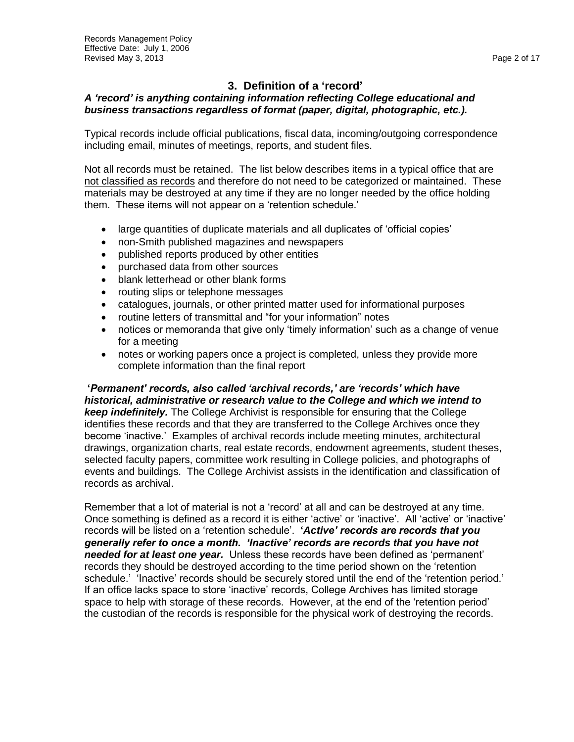## 3. Definition of a 'record'

***A 'record' is anything containing information reflecting College educational and business transactions regardless of format (paper, digital, photographic, etc.).***

Typical records include official publications, fiscal data, incoming/outgoing correspondence including email, minutes of meetings, reports, and student files.

Not all records must be retained. The list below describes items in a typical office that are <u>not classified as records</u> and therefore do not need to be categorized or maintained. These materials may be destroyed at any time if they are no longer needed by the office holding them. These items will not appear on a 'retention schedule.'

- large quantities of duplicate materials and all duplicates of 'official copies'
- non-Smith published magazines and newspapers
- published reports produced by other entities
- purchased data from other sources
- blank letterhead or other blank forms
- routing slips or telephone messages
- catalogues, journals, or other printed matter used for informational purposes
- routine letters of transmittal and "for your information" notes
- notices or memoranda that give only 'timely information' such as a change of venue for a meeting
- notes or working papers once a project is completed, unless they provide more complete information than the final report

***'Permanent' records, also called 'archival records,' are 'records' which have historical, administrative or research value to the College and which we intend to keep indefinitely.*** The College Archivist is responsible for ensuring that the College identifies these records and that they are transferred to the College Archives once they become 'inactive.' Examples of archival records include meeting minutes, architectural drawings, organization charts, real estate records, endowment agreements, student theses, selected faculty papers, committee work resulting in College policies, and photographs of events and buildings. The College Archivist assists in the identification and classification of records as archival.

Remember that a lot of material is not a 'record' at all and can be destroyed at any time. Once something is defined as a record it is either 'active' or 'inactive'. All 'active' or 'inactive' records will be listed on a 'retention schedule'. ***'Active' records are records that you generally refer to once a month. 'Inactive' records are records that you have not needed for at least one year.*** Unless these records have been defined as 'permanent' records they should be destroyed according to the time period shown on the 'retention schedule.' 'Inactive' records should be securely stored until the end of the 'retention period.' If an office lacks space to store 'inactive' records, College Archives has limited storage space to help with storage of these records. However, at the end of the 'retention period' the custodian of the records is responsible for the physical work of destroying the records.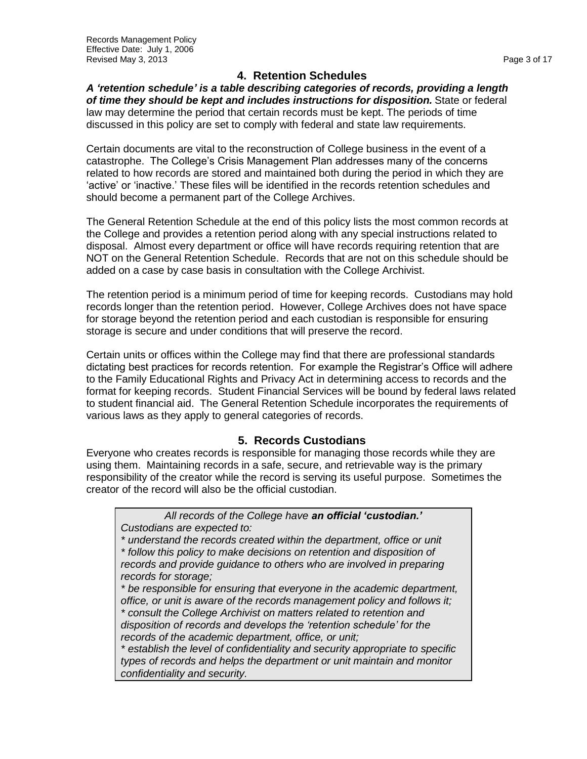## 4. Retention Schedules

***A 'retention schedule' is a table describing categories of records, providing a length of time they should be kept and includes instructions for disposition.*** State or federal law may determine the period that certain records must be kept. The periods of time discussed in this policy are set to comply with federal and state law requirements.

Certain documents are vital to the reconstruction of College business in the event of a catastrophe. The College's Crisis Management Plan addresses many of the concerns related to how records are stored and maintained both during the period in which they are 'active' or 'inactive.' These files will be identified in the records retention schedules and should become a permanent part of the College Archives.

The General Retention Schedule at the end of this policy lists the most common records at the College and provides a retention period along with any special instructions related to disposal. Almost every department or office will have records requiring retention that are NOT on the General Retention Schedule. Records that are not on this schedule should be added on a case by case basis in consultation with the College Archivist.

The retention period is a minimum period of time for keeping records. Custodians may hold records longer than the retention period. However, College Archives does not have space for storage beyond the retention period and each custodian is responsible for ensuring storage is secure and under conditions that will preserve the record.

Certain units or offices within the College may find that there are professional standards dictating best practices for records retention. For example the Registrar's Office will adhere to the Family Educational Rights and Privacy Act in determining access to records and the format for keeping records. Student Financial Services will be bound by federal laws related to student financial aid. The General Retention Schedule incorporates the requirements of various laws as they apply to general categories of records.

## 5. Records Custodians

Everyone who creates records is responsible for managing those records while they are using them. Maintaining records in a safe, secure, and retrievable way is the primary responsibility of the creator while the record is serving its useful purpose. Sometimes the creator of the record will also be the official custodian.

> *All records of the College have **an official 'custodian.'***
>
> *Custodians are expected to:*
>
> *\* understand the records created within the department, office or unit*
>
> *\* follow this policy to make decisions on retention and disposition of records and provide guidance to others who are involved in preparing records for storage;*
>
> *\* be responsible for ensuring that everyone in the academic department, office, or unit is aware of the records management policy and follows it;*
>
> *\* consult the College Archivist on matters related to retention and disposition of records and develops the 'retention schedule' for the records of the academic department, office, or unit;*
>
> *\* establish the level of confidentiality and security appropriate to specific types of records and helps the department or unit maintain and monitor confidentiality and security.*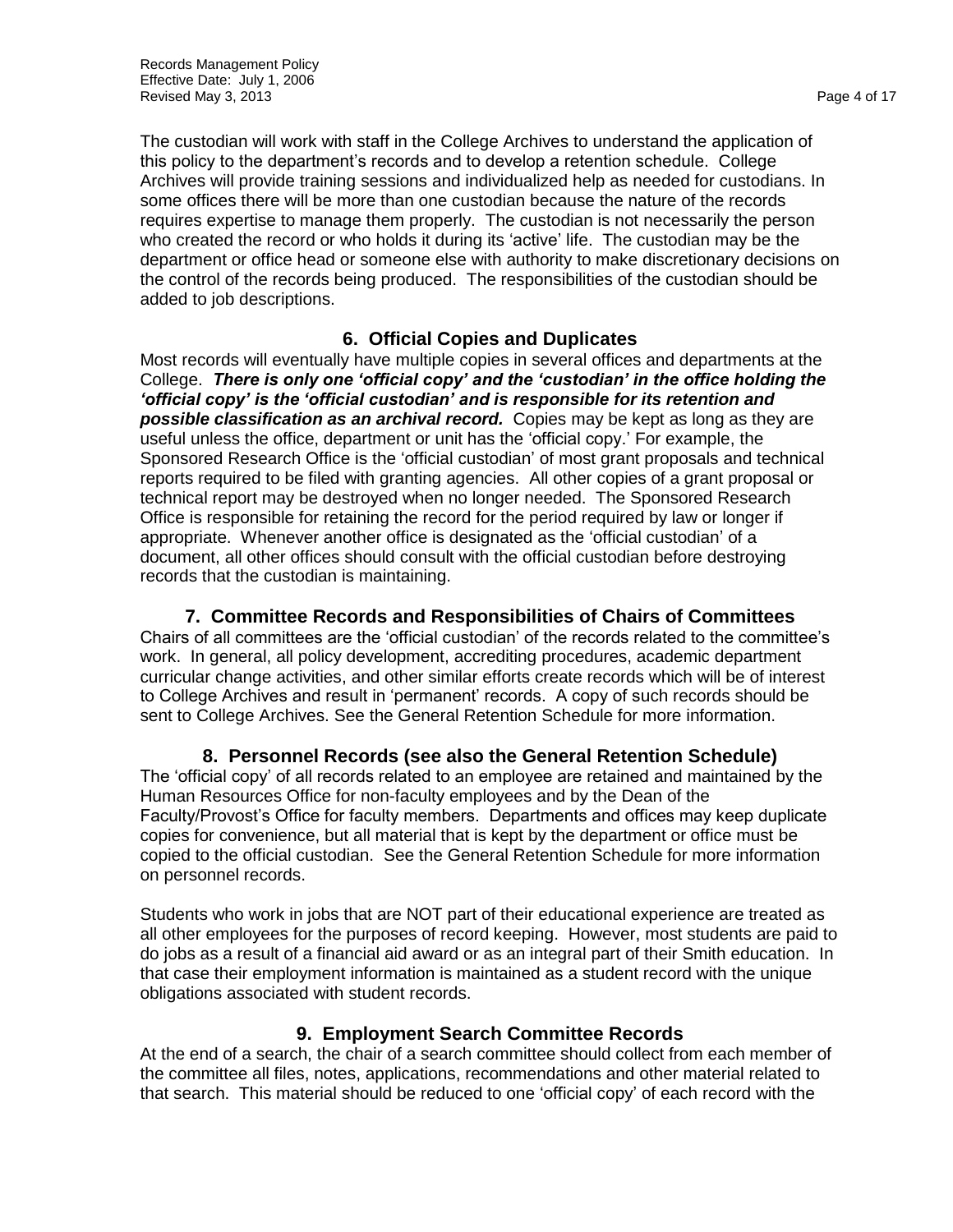The custodian will work with staff in the College Archives to understand the application of this policy to the department's records and to develop a retention schedule. College Archives will provide training sessions and individualized help as needed for custodians. In some offices there will be more than one custodian because the nature of the records requires expertise to manage them properly. The custodian is not necessarily the person who created the record or who holds it during its 'active' life. The custodian may be the department or office head or someone else with authority to make discretionary decisions on the control of the records being produced. The responsibilities of the custodian should be added to job descriptions.

## 6. Official Copies and Duplicates

Most records will eventually have multiple copies in several offices and departments at the College. ***There is only one 'official copy' and the 'custodian' in the office holding the 'official copy' is the 'official custodian' and is responsible for its retention and possible classification as an archival record.*** Copies may be kept as long as they are useful unless the office, department or unit has the 'official copy.' For example, the Sponsored Research Office is the 'official custodian' of most grant proposals and technical reports required to be filed with granting agencies. All other copies of a grant proposal or technical report may be destroyed when no longer needed. The Sponsored Research Office is responsible for retaining the record for the period required by law or longer if appropriate. Whenever another office is designated as the 'official custodian' of a document, all other offices should consult with the official custodian before destroying records that the custodian is maintaining.

## 7. Committee Records and Responsibilities of Chairs of Committees

Chairs of all committees are the 'official custodian' of the records related to the committee's work. In general, all policy development, accrediting procedures, academic department curricular change activities, and other similar efforts create records which will be of interest to College Archives and result in 'permanent' records. A copy of such records should be sent to College Archives. See the General Retention Schedule for more information.

## 8. Personnel Records (see also the General Retention Schedule)

The 'official copy' of all records related to an employee are retained and maintained by the Human Resources Office for non-faculty employees and by the Dean of the Faculty/Provost's Office for faculty members. Departments and offices may keep duplicate copies for convenience, but all material that is kept by the department or office must be copied to the official custodian. See the General Retention Schedule for more information on personnel records.

Students who work in jobs that are NOT part of their educational experience are treated as all other employees for the purposes of record keeping. However, most students are paid to do jobs as a result of a financial aid award or as an integral part of their Smith education. In that case their employment information is maintained as a student record with the unique obligations associated with student records.

## 9. Employment Search Committee Records

At the end of a search, the chair of a search committee should collect from each member of the committee all files, notes, applications, recommendations and other material related to that search. This material should be reduced to one 'official copy' of each record with the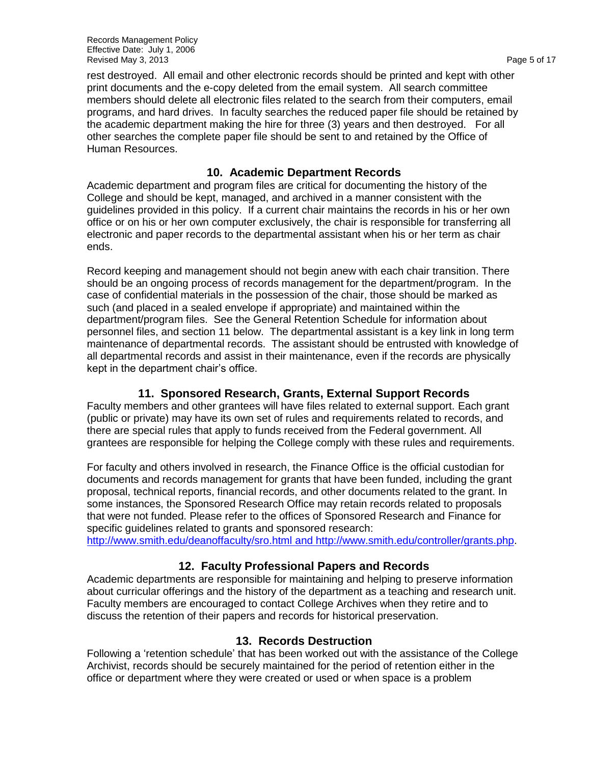rest destroyed. All email and other electronic records should be printed and kept with other print documents and the e-copy deleted from the email system. All search committee members should delete all electronic files related to the search from their computers, email programs, and hard drives. In faculty searches the reduced paper file should be retained by the academic department making the hire for three (3) years and then destroyed. For all other searches the complete paper file should be sent to and retained by the Office of Human Resources.

## 10. Academic Department Records

Academic department and program files are critical for documenting the history of the College and should be kept, managed, and archived in a manner consistent with the guidelines provided in this policy. If a current chair maintains the records in his or her own office or on his or her own computer exclusively, the chair is responsible for transferring all electronic and paper records to the departmental assistant when his or her term as chair ends.

Record keeping and management should not begin anew with each chair transition. There should be an ongoing process of records management for the department/program. In the case of confidential materials in the possession of the chair, those should be marked as such (and placed in a sealed envelope if appropriate) and maintained within the department/program files. See the General Retention Schedule for information about personnel files, and section 11 below. The departmental assistant is a key link in long term maintenance of departmental records. The assistant should be entrusted with knowledge of all departmental records and assist in their maintenance, even if the records are physically kept in the department chair's office.

## 11. Sponsored Research, Grants, External Support Records

Faculty members and other grantees will have files related to external support. Each grant (public or private) may have its own set of rules and requirements related to records, and there are special rules that apply to funds received from the Federal government. All grantees are responsible for helping the College comply with these rules and requirements.

For faculty and others involved in research, the Finance Office is the official custodian for documents and records management for grants that have been funded, including the grant proposal, technical reports, financial records, and other documents related to the grant. In some instances, the Sponsored Research Office may retain records related to proposals that were not funded. Please refer to the offices of Sponsored Research and Finance for specific guidelines related to grants and sponsored research: http://www.smith.edu/deanoffaculty/sro.html and http://www.smith.edu/controller/grants.php.

## 12. Faculty Professional Papers and Records

Academic departments are responsible for maintaining and helping to preserve information about curricular offerings and the history of the department as a teaching and research unit. Faculty members are encouraged to contact College Archives when they retire and to discuss the retention of their papers and records for historical preservation.

## 13. Records Destruction

Following a 'retention schedule' that has been worked out with the assistance of the College Archivist, records should be securely maintained for the period of retention either in the office or department where they were created or used or when space is a problem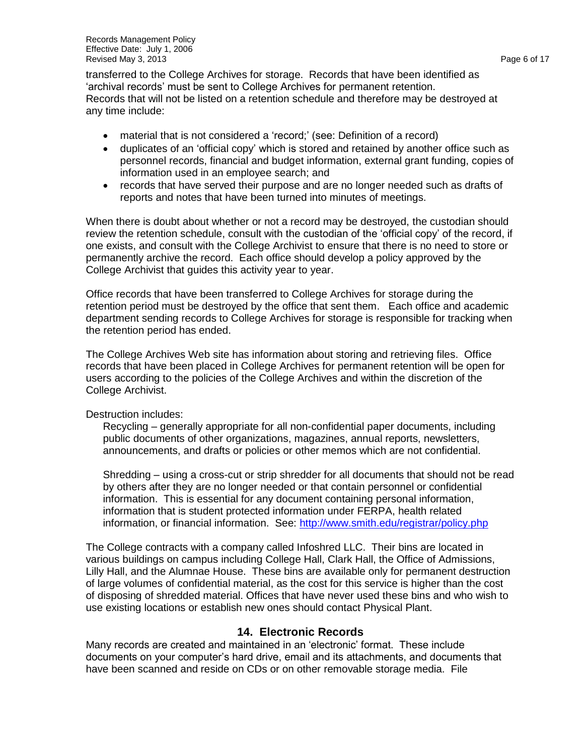transferred to the College Archives for storage. Records that have been identified as 'archival records' must be sent to College Archives for permanent retention.
Records that will not be listed on a retention schedule and therefore may be destroyed at any time include:

- material that is not considered a 'record;' (see: Definition of a record)
- duplicates of an 'official copy' which is stored and retained by another office such as personnel records, financial and budget information, external grant funding, copies of information used in an employee search; and
- records that have served their purpose and are no longer needed such as drafts of reports and notes that have been turned into minutes of meetings.

When there is doubt about whether or not a record may be destroyed, the custodian should review the retention schedule, consult with the custodian of the 'official copy' of the record, if one exists, and consult with the College Archivist to ensure that there is no need to store or permanently archive the record. Each office should develop a policy approved by the College Archivist that guides this activity year to year.

Office records that have been transferred to College Archives for storage during the retention period must be destroyed by the office that sent them. Each office and academic department sending records to College Archives for storage is responsible for tracking when the retention period has ended.

The College Archives Web site has information about storing and retrieving files. Office records that have been placed in College Archives for permanent retention will be open for users according to the policies of the College Archives and within the discretion of the College Archivist.

Destruction includes:

Recycling – generally appropriate for all non-confidential paper documents, including public documents of other organizations, magazines, annual reports, newsletters, announcements, and drafts or policies or other memos which are not confidential.

Shredding – using a cross-cut or strip shredder for all documents that should not be read by others after they are no longer needed or that contain personnel or confidential information. This is essential for any document containing personal information, information that is student protected information under FERPA, health related information, or financial information. See: [http://www.smith.edu/registrar/policy.php](http://www.smith.edu/registrar/policy.php)

The College contracts with a company called Infoshred LLC. Their bins are located in various buildings on campus including College Hall, Clark Hall, the Office of Admissions, Lilly Hall, and the Alumnae House. These bins are available only for permanent destruction of large volumes of confidential material, as the cost for this service is higher than the cost of disposing of shredded material. Offices that have never used these bins and who wish to use existing locations or establish new ones should contact Physical Plant.

## 14. Electronic Records

Many records are created and maintained in an 'electronic' format. These include documents on your computer's hard drive, email and its attachments, and documents that have been scanned and reside on CDs or on other removable storage media. File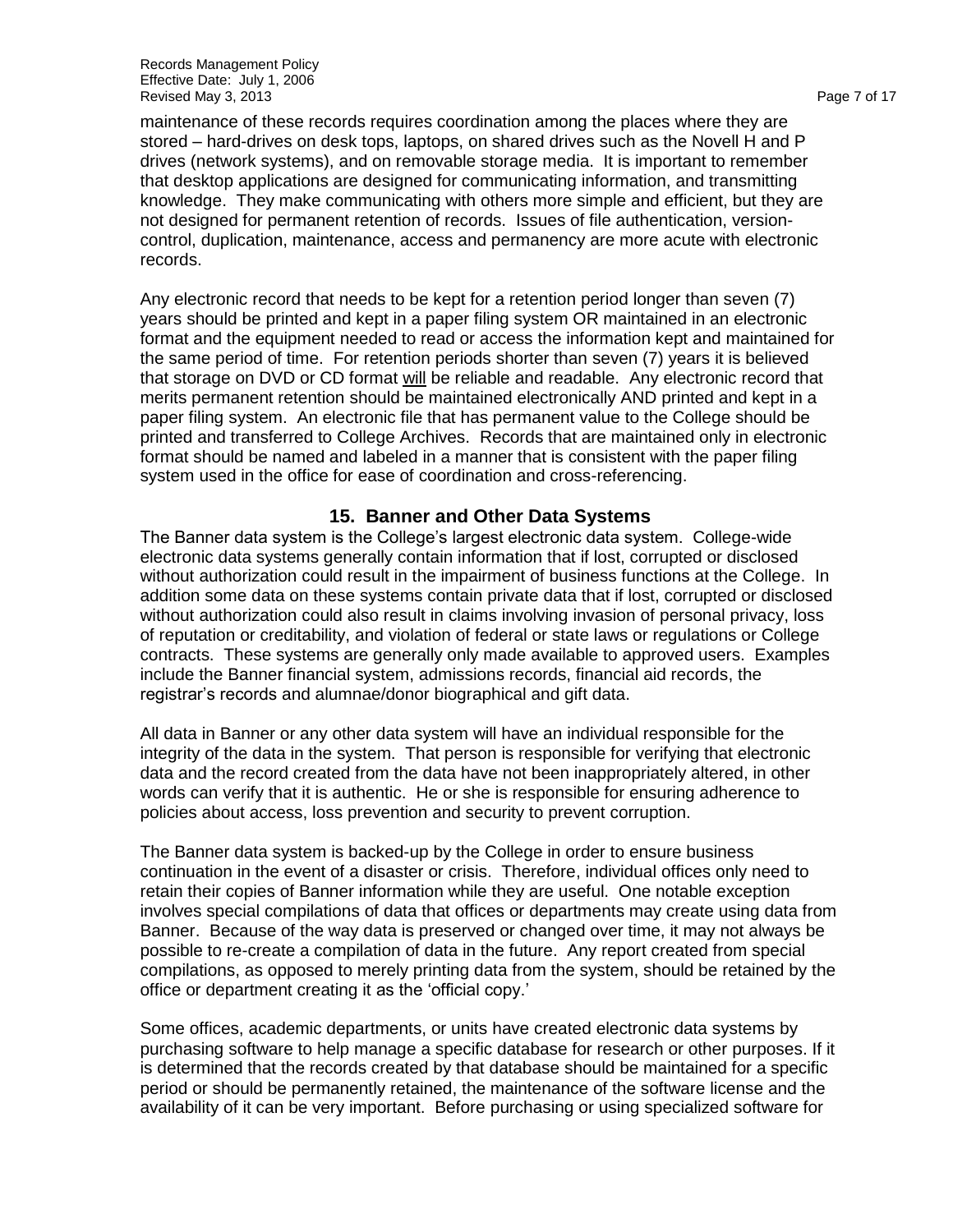maintenance of these records requires coordination among the places where they are stored – hard-drives on desk tops, laptops, on shared drives such as the Novell H and P drives (network systems), and on removable storage media. It is important to remember that desktop applications are designed for communicating information, and transmitting knowledge. They make communicating with others more simple and efficient, but they are not designed for permanent retention of records. Issues of file authentication, version-control, duplication, maintenance, access and permanency are more acute with electronic records.

Any electronic record that needs to be kept for a retention period longer than seven (7) years should be printed and kept in a paper filing system OR maintained in an electronic format and the equipment needed to read or access the information kept and maintained for the same period of time. For retention periods shorter than seven (7) years it is believed that storage on DVD or CD format <u>will</u> be reliable and readable. Any electronic record that merits permanent retention should be maintained electronically AND printed and kept in a paper filing system. An electronic file that has permanent value to the College should be printed and transferred to College Archives. Records that are maintained only in electronic format should be named and labeled in a manner that is consistent with the paper filing system used in the office for ease of coordination and cross-referencing.

## 15. Banner and Other Data Systems

The Banner data system is the College's largest electronic data system. College-wide electronic data systems generally contain information that if lost, corrupted or disclosed without authorization could result in the impairment of business functions at the College. In addition some data on these systems contain private data that if lost, corrupted or disclosed without authorization could also result in claims involving invasion of personal privacy, loss of reputation or creditability, and violation of federal or state laws or regulations or College contracts. These systems are generally only made available to approved users. Examples include the Banner financial system, admissions records, financial aid records, the registrar's records and alumnae/donor biographical and gift data.

All data in Banner or any other data system will have an individual responsible for the integrity of the data in the system. That person is responsible for verifying that electronic data and the record created from the data have not been inappropriately altered, in other words can verify that it is authentic. He or she is responsible for ensuring adherence to policies about access, loss prevention and security to prevent corruption.

The Banner data system is backed-up by the College in order to ensure business continuation in the event of a disaster or crisis. Therefore, individual offices only need to retain their copies of Banner information while they are useful. One notable exception involves special compilations of data that offices or departments may create using data from Banner. Because of the way data is preserved or changed over time, it may not always be possible to re-create a compilation of data in the future. Any report created from special compilations, as opposed to merely printing data from the system, should be retained by the office or department creating it as the 'official copy.'

Some offices, academic departments, or units have created electronic data systems by purchasing software to help manage a specific database for research or other purposes. If it is determined that the records created by that database should be maintained for a specific period or should be permanently retained, the maintenance of the software license and the availability of it can be very important. Before purchasing or using specialized software for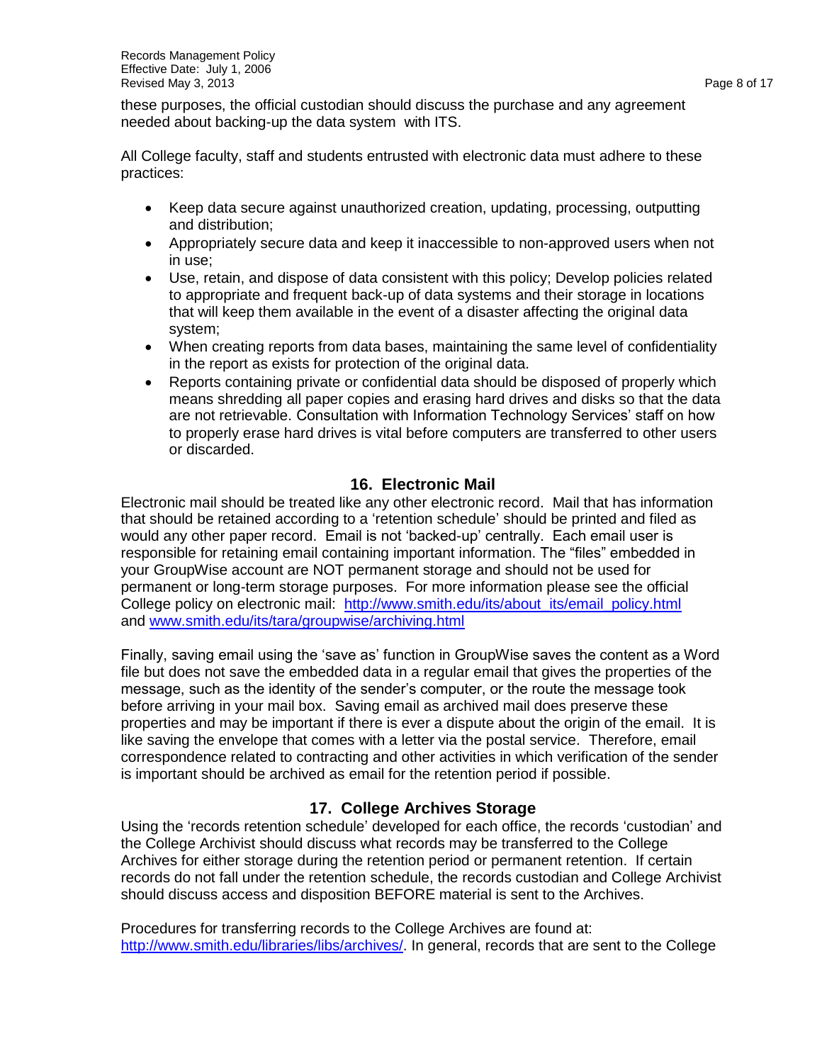these purposes, the official custodian should discuss the purchase and any agreement needed about backing-up the data system with ITS.

All College faculty, staff and students entrusted with electronic data must adhere to these practices:

- Keep data secure against unauthorized creation, updating, processing, outputting and distribution;
- Appropriately secure data and keep it inaccessible to non-approved users when not in use;
- Use, retain, and dispose of data consistent with this policy; Develop policies related to appropriate and frequent back-up of data systems and their storage in locations that will keep them available in the event of a disaster affecting the original data system;
- When creating reports from data bases, maintaining the same level of confidentiality in the report as exists for protection of the original data.
- Reports containing private or confidential data should be disposed of properly which means shredding all paper copies and erasing hard drives and disks so that the data are not retrievable. Consultation with Information Technology Services' staff on how to properly erase hard drives is vital before computers are transferred to other users or discarded.

## 16. Electronic Mail

Electronic mail should be treated like any other electronic record. Mail that has information that should be retained according to a 'retention schedule' should be printed and filed as would any other paper record. Email is not 'backed-up' centrally. Each email user is responsible for retaining email containing important information. The "files" embedded in your GroupWise account are NOT permanent storage and should not be used for permanent or long-term storage purposes. For more information please see the official College policy on electronic mail: [http://www.smith.edu/its/about_its/email_policy.html](http://www.smith.edu/its/about_its/email_policy.html) and [www.smith.edu/its/tara/groupwise/archiving.html](www.smith.edu/its/tara/groupwise/archiving.html)

Finally, saving email using the 'save as' function in GroupWise saves the content as a Word file but does not save the embedded data in a regular email that gives the properties of the message, such as the identity of the sender's computer, or the route the message took before arriving in your mail box. Saving email as archived mail does preserve these properties and may be important if there is ever a dispute about the origin of the email. It is like saving the envelope that comes with a letter via the postal service. Therefore, email correspondence related to contracting and other activities in which verification of the sender is important should be archived as email for the retention period if possible.

## 17. College Archives Storage

Using the 'records retention schedule' developed for each office, the records 'custodian' and the College Archivist should discuss what records may be transferred to the College Archives for either storage during the retention period or permanent retention. If certain records do not fall under the retention schedule, the records custodian and College Archivist should discuss access and disposition BEFORE material is sent to the Archives.

Procedures for transferring records to the College Archives are found at: [http://www.smith.edu/libraries/libs/archives/](http://www.smith.edu/libraries/libs/archives/). In general, records that are sent to the College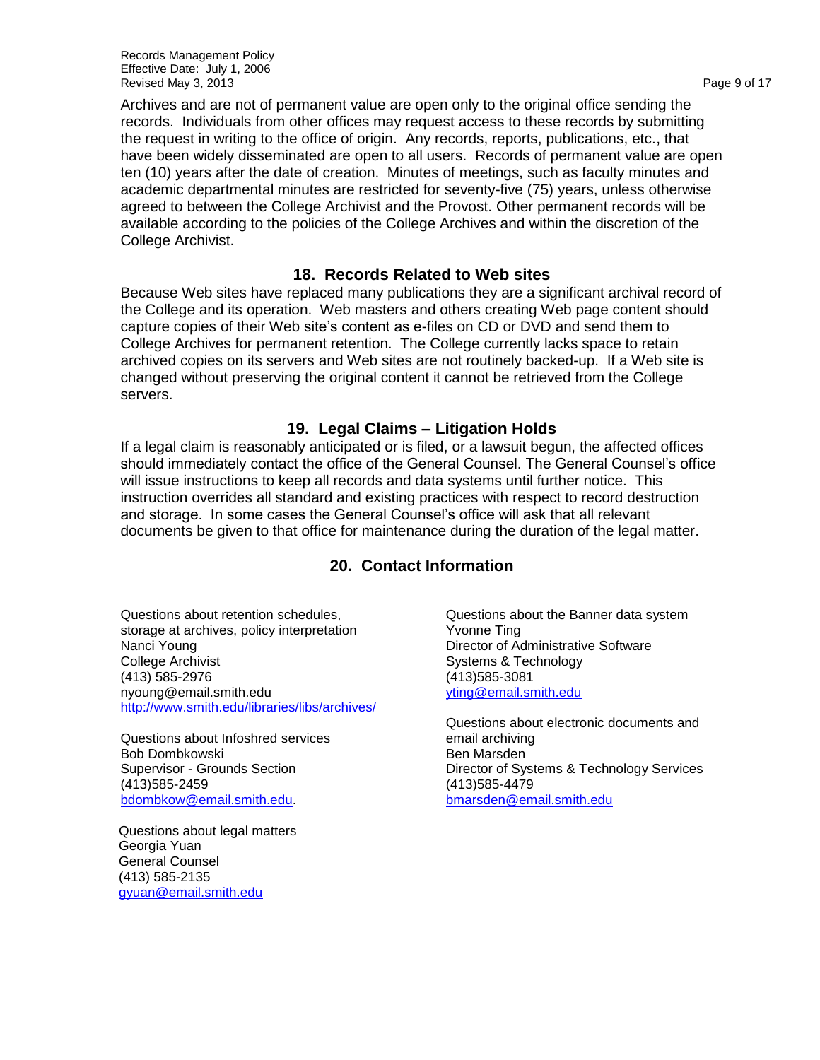Archives and are not of permanent value are open only to the original office sending the records. Individuals from other offices may request access to these records by submitting the request in writing to the office of origin. Any records, reports, publications, etc., that have been widely disseminated are open to all users. Records of permanent value are open ten (10) years after the date of creation. Minutes of meetings, such as faculty minutes and academic departmental minutes are restricted for seventy-five (75) years, unless otherwise agreed to between the College Archivist and the Provost. Other permanent records will be available according to the policies of the College Archives and within the discretion of the College Archivist.

## 18. Records Related to Web sites

Because Web sites have replaced many publications they are a significant archival record of the College and its operation. Web masters and others creating Web page content should capture copies of their Web site's content as e-files on CD or DVD and send them to College Archives for permanent retention. The College currently lacks space to retain archived copies on its servers and Web sites are not routinely backed-up. If a Web site is changed without preserving the original content it cannot be retrieved from the College servers.

## 19. Legal Claims – Litigation Holds

If a legal claim is reasonably anticipated or is filed, or a lawsuit begun, the affected offices should immediately contact the office of the General Counsel. The General Counsel's office will issue instructions to keep all records and data systems until further notice. This instruction overrides all standard and existing practices with respect to record destruction and storage. In some cases the General Counsel's office will ask that all relevant documents be given to that office for maintenance during the duration of the legal matter.

## 20. Contact Information

Questions about retention schedules, storage at archives, policy interpretation
Nanci Young
College Archivist
(413) 585-2976
nyoung@email.smith.edu
http://www.smith.edu/libraries/libs/archives/

Questions about Infoshred services
Bob Dombkowski
Supervisor - Grounds Section
(413)585-2459
bdombkow@email.smith.edu.

Questions about legal matters
Georgia Yuan
General Counsel
(413) 585-2135
gyuan@email.smith.edu

Questions about the Banner data system
Yvonne Ting
Director of Administrative Software Systems & Technology
(413)585-3081
yting@email.smith.edu

Questions about electronic documents and email archiving
Ben Marsden
Director of Systems & Technology Services
(413)585-4479
bmarsden@email.smith.edu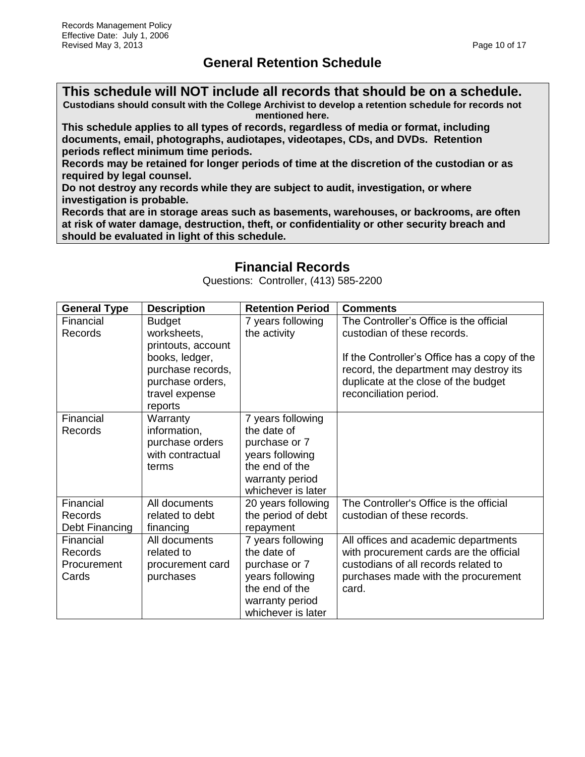# General Retention Schedule

**This schedule will NOT include all records that should be on a schedule.**

**Custodians should consult with the College Archivist to develop a retention schedule for records not mentioned here.**

**This schedule applies to all types of records, regardless of media or format, including documents, email, photographs, audiotapes, videotapes, CDs, and DVDs. Retention periods reflect minimum time periods.**

**Records may be retained for longer periods of time at the discretion of the custodian or as required by legal counsel.**

**Do not destroy any records while they are subject to audit, investigation, or where investigation is probable.**

**Records that are in storage areas such as basements, warehouses, or backrooms, are often at risk of water damage, destruction, theft, or confidentiality or other security breach and should be evaluated in light of this schedule.**

## Financial Records

Questions: Controller, (413) 585-2200

| General Type | Description | Retention Period | Comments |
|---|---|---|---|
| Financial Records | Budget worksheets, printouts, account books, ledger, purchase records, purchase orders, travel expense reports | 7 years following the activity | The Controller's Office is the official custodian of these records.<br><br>If the Controller's Office has a copy of the record, the department may destroy its duplicate at the close of the budget reconciliation period. |
| Financial Records | Warranty information, purchase orders with contractual terms | 7 years following the date of purchase or 7 years following the end of the warranty period whichever is later | |
| Financial Records Debt Financing | All documents related to debt financing | 20 years following the period of debt repayment | The Controller's Office is the official custodian of these records. |
| Financial Records Procurement Cards | All documents related to procurement card purchases | 7 years following the date of purchase or 7 years following the end of the warranty period whichever is later | All offices and academic departments with procurement cards are the official custodians of all records related to purchases made with the procurement card. |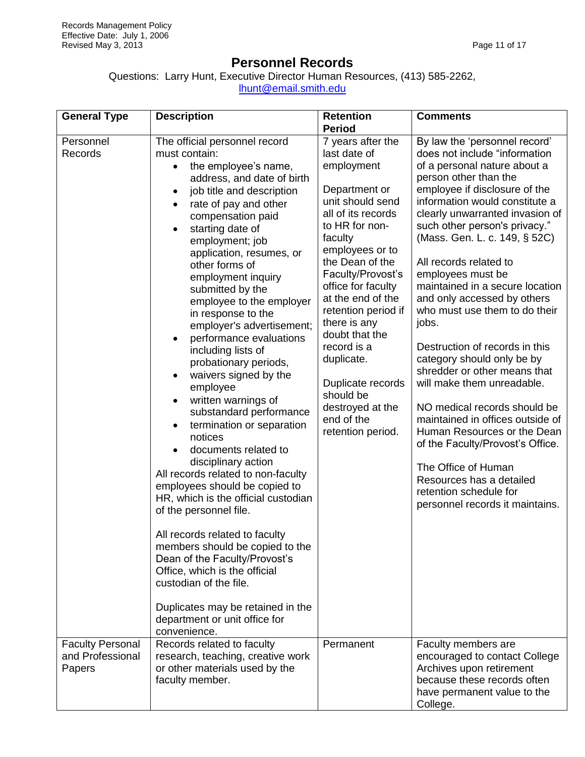# Personnel Records

Questions: Larry Hunt, Executive Director Human Resources, (413) 585-2262, lhunt@email.smith.edu

| General Type | Description | Retention Period | Comments |
|---|---|---|---|
| Personnel Records | The official personnel record must contain: <br>• the employee's name, address, and date of birth <br>• job title and description <br>• rate of pay and other compensation paid <br>• starting date of employment; job application, resumes, or other forms of employment inquiry submitted by the employee to the employer in response to the employer's advertisement; <br>• performance evaluations including lists of probationary periods, <br>• waivers signed by the employee <br>• written warnings of substandard performance <br>• termination or separation notices <br>• documents related to disciplinary action <br>All records related to non-faculty employees should be copied to HR, which is the official custodian of the personnel file. <br><br>All records related to faculty members should be copied to the Dean of the Faculty/Provost's Office, which is the official custodian of the file. <br><br>Duplicates may be retained in the department or unit office for convenience. | 7 years after the last date of employment <br><br>Department or unit should send all of its records to HR for non-faculty employees or to the Dean of the Faculty/Provost's office for faculty at the end of the retention period if there is any doubt that the record is a duplicate. <br><br>Duplicate records should be destroyed at the end of the retention period. | By law the 'personnel record' does not include "information of a personal nature about a person other than the employee if disclosure of the information would constitute a clearly unwarranted invasion of such other person's privacy." (Mass. Gen. L. c. 149, § 52C) <br><br>All records related to employees must be maintained in a secure location and only accessed by others who must use them to do their jobs. <br><br>Destruction of records in this category should only be by shredder or other means that will make them unreadable. <br><br>NO medical records should be maintained in offices outside of Human Resources or the Dean of the Faculty/Provost's Office. <br><br>The Office of Human Resources has a detailed retention schedule for personnel records it maintains. |
| Faculty Personal and Professional Papers | Records related to faculty research, teaching, creative work or other materials used by the faculty member. | Permanent | Faculty members are encouraged to contact College Archives upon retirement because these records often have permanent value to the College. |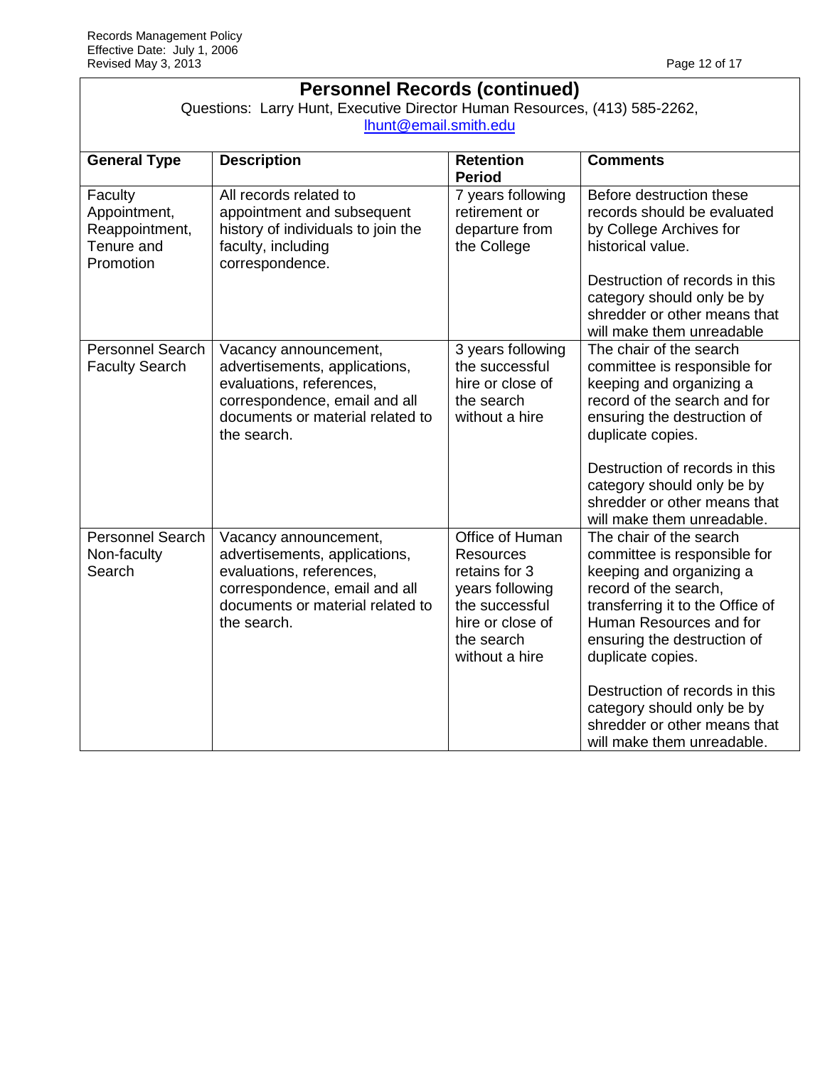## Personnel Records (continued)

Questions: Larry Hunt, Executive Director Human Resources, (413) 585-2262, lhunt@email.smith.edu

| General Type | Description | Retention Period | Comments |
|---|---|---|---|
| Faculty Appointment, Reappointment, Tenure and Promotion | All records related to appointment and subsequent history of individuals to join the faculty, including correspondence. | 7 years following retirement or departure from the College | Before destruction these records should be evaluated by College Archives for historical value.<br><br>Destruction of records in this category should only be by shredder or other means that will make them unreadable |
| Personnel Search Faculty Search | Vacancy announcement, advertisements, applications, evaluations, references, correspondence, email and all documents or material related to the search. | 3 years following the successful hire or close of the search without a hire | The chair of the search committee is responsible for keeping and organizing a record of the search and for ensuring the destruction of duplicate copies.<br><br>Destruction of records in this category should only be by shredder or other means that will make them unreadable. |
| Personnel Search Non-faculty Search | Vacancy announcement, advertisements, applications, evaluations, references, correspondence, email and all documents or material related to the search. | Office of Human Resources retains for 3 years following the successful hire or close of the search without a hire | The chair of the search committee is responsible for keeping and organizing a record of the search, transferring it to the Office of Human Resources and for ensuring the destruction of duplicate copies.<br><br>Destruction of records in this category should only be by shredder or other means that will make them unreadable. |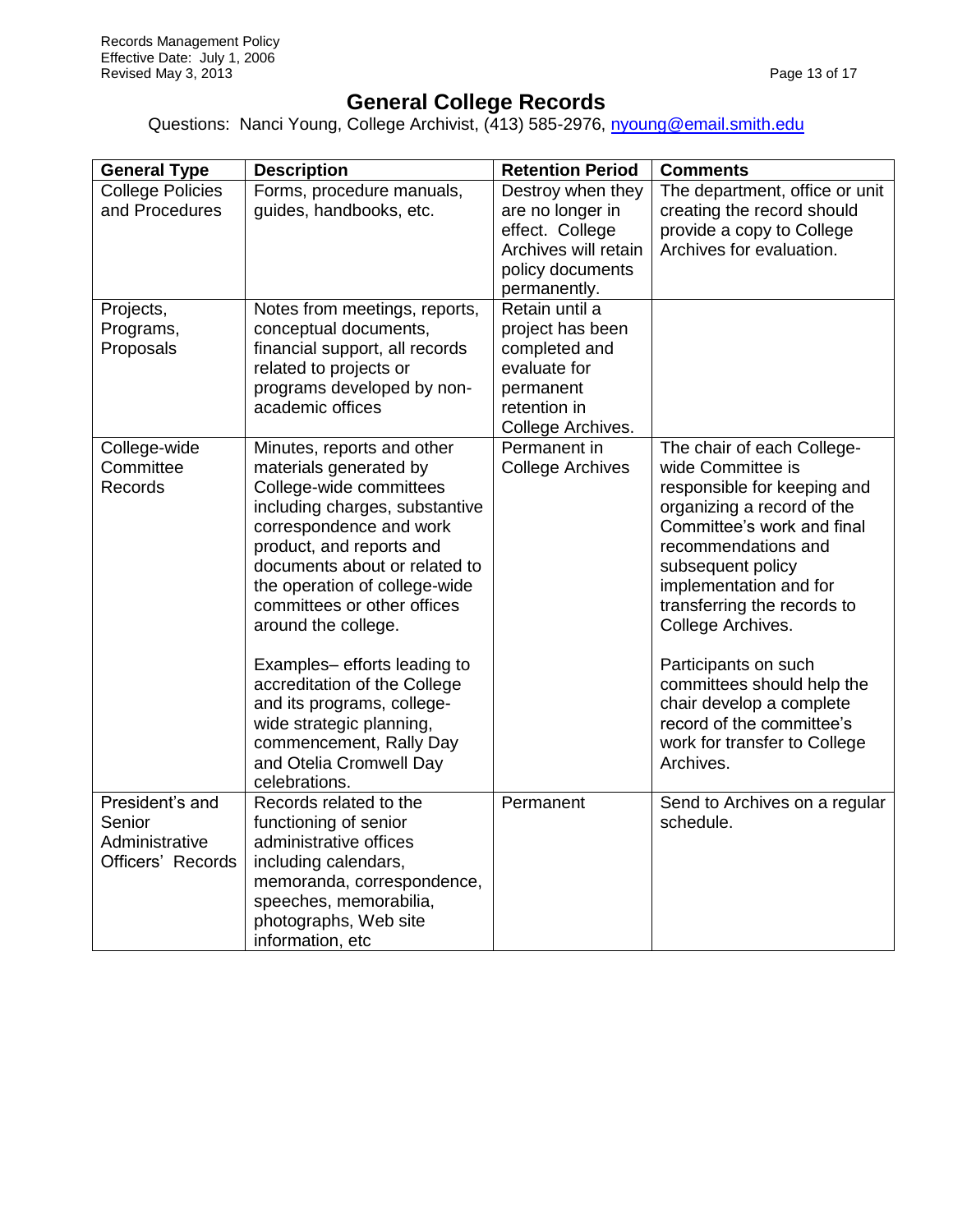# General College Records

Questions: Nanci Young, College Archivist, (413) 585-2976, nyoung@email.smith.edu

| General Type | Description | Retention Period | Comments |
|---|---|---|---|
| College Policies and Procedures | Forms, procedure manuals, guides, handbooks, etc. | Destroy when they are no longer in effect. College Archives will retain policy documents permanently. | The department, office or unit creating the record should provide a copy to College Archives for evaluation. |
| Projects, Programs, Proposals | Notes from meetings, reports, conceptual documents, financial support, all records related to projects or programs developed by non-academic offices | Retain until a project has been completed and evaluate for permanent retention in College Archives. | |
| College-wide Committee Records | Minutes, reports and other materials generated by College-wide committees including charges, substantive correspondence and work product, and reports and documents about or related to the operation of college-wide committees or other offices around the college.<br><br>Examples– efforts leading to accreditation of the College and its programs, college-wide strategic planning, commencement, Rally Day and Otelia Cromwell Day celebrations. | Permanent in College Archives | The chair of each College-wide Committee is responsible for keeping and organizing a record of the Committee's work and final recommendations and subsequent policy implementation and for transferring the records to College Archives.<br><br>Participants on such committees should help the chair develop a complete record of the committee's work for transfer to College Archives. |
| President's and Senior Administrative Officers' Records | Records related to the functioning of senior administrative offices including calendars, memoranda, correspondence, speeches, memorabilia, photographs, Web site information, etc | Permanent | Send to Archives on a regular schedule. |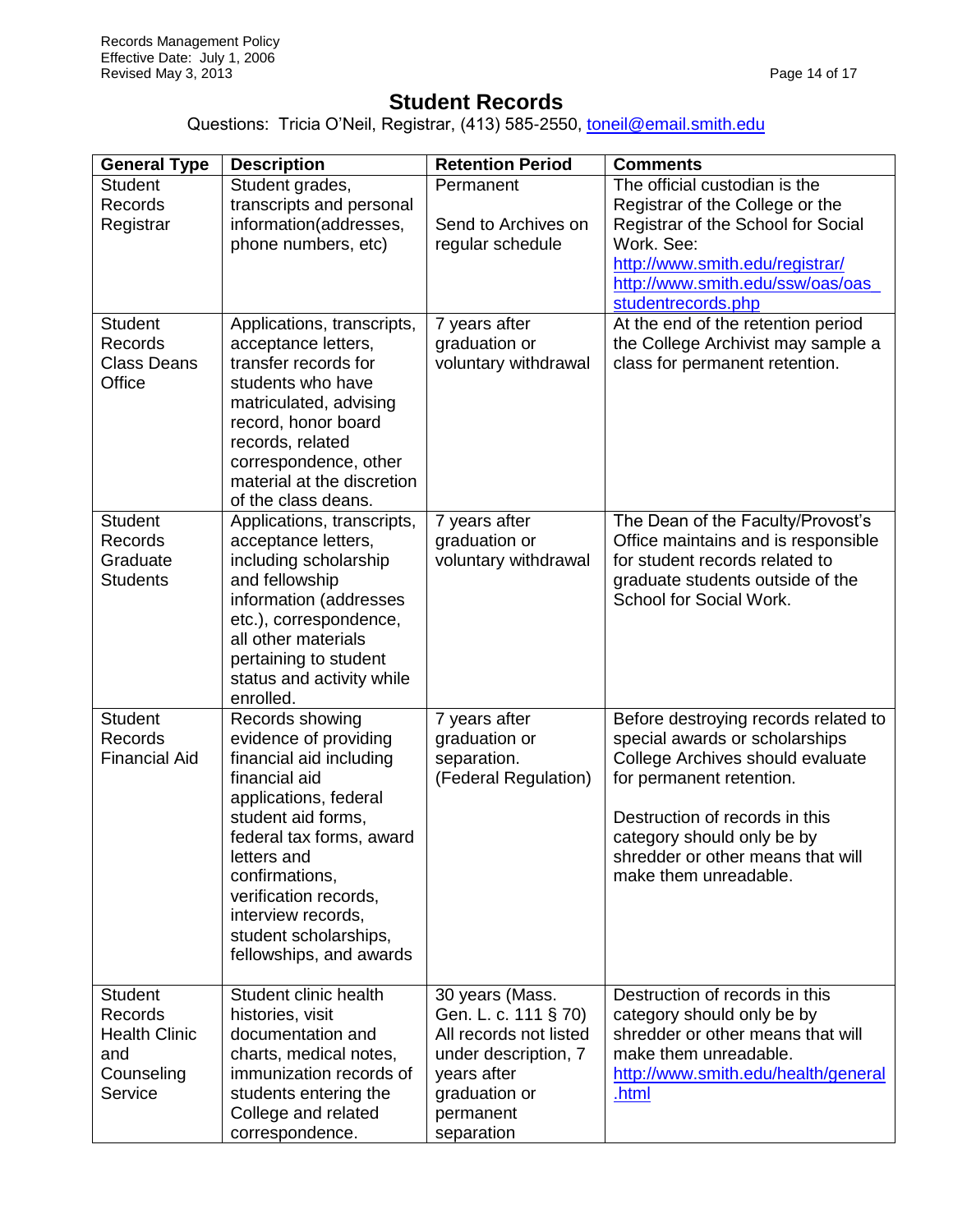# Student Records

Questions: Tricia O'Neil, Registrar, (413) 585-2550, toneil@email.smith.edu

| General Type | Description | Retention Period | Comments |
|---|---|---|---|
| Student Records Registrar | Student grades, transcripts and personal information(addresses, phone numbers, etc) | Permanent<br><br>Send to Archives on regular schedule | The official custodian is the Registrar of the College or the Registrar of the School for Social Work. See: http://www.smith.edu/registrar/ http://www.smith.edu/ssw/oas/oas_studentrecords.php |
| Student Records Class Deans Office | Applications, transcripts, acceptance letters, transfer records for students who have matriculated, advising record, honor board records, related correspondence, other material at the discretion of the class deans. | 7 years after graduation or voluntary withdrawal | At the end of the retention period the College Archivist may sample a class for permanent retention. |
| Student Records Graduate Students | Applications, transcripts, acceptance letters, including scholarship and fellowship information (addresses etc.), correspondence, all other materials pertaining to student status and activity while enrolled. | 7 years after graduation or voluntary withdrawal | The Dean of the Faculty/Provost's Office maintains and is responsible for student records related to graduate students outside of the School for Social Work. |
| Student Records Financial Aid | Records showing evidence of providing financial aid including financial aid applications, federal student aid forms, federal tax forms, award letters and confirmations, verification records, interview records, student scholarships, fellowships, and awards | 7 years after graduation or separation. (Federal Regulation) | Before destroying records related to special awards or scholarships College Archives should evaluate for permanent retention.<br><br>Destruction of records in this category should only be by shredder or other means that will make them unreadable. |
| Student Records Health Clinic and Counseling Service | Student clinic health histories, visit documentation and charts, medical notes, immunization records of students entering the College and related correspondence. | 30 years (Mass. Gen. L. c. 111 § 70) All records not listed under description, 7 years after graduation or permanent separation | Destruction of records in this category should only be by shredder or other means that will make them unreadable. http://www.smith.edu/health/general.html |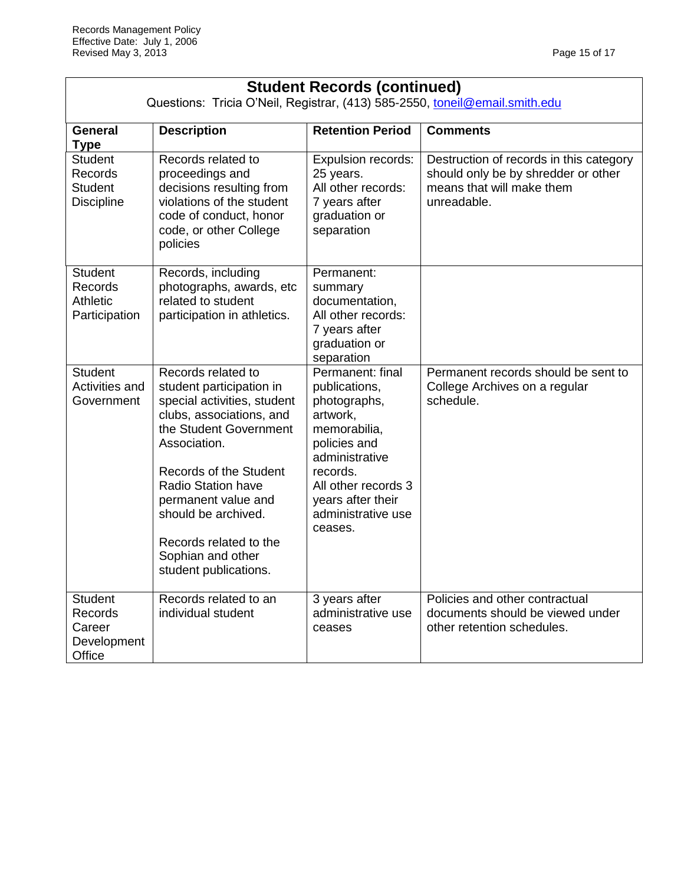## Student Records (continued)

Questions: Tricia O'Neil, Registrar, (413) 585-2550, toneil@email.smith.edu

| General Type | Description | Retention Period | Comments |
|---|---|---|---|
| Student Records Student Discipline | Records related to proceedings and decisions resulting from violations of the student code of conduct, honor code, or other College policies | Expulsion records: 25 years. All other records: 7 years after graduation or separation | Destruction of records in this category should only be by shredder or other means that will make them unreadable. |
| Student Records Athletic Participation | Records, including photographs, awards, etc related to student participation in athletics. | Permanent: summary documentation, All other records: 7 years after graduation or separation | |
| Student Activities and Government | Records related to student participation in special activities, student clubs, associations, and the Student Government Association.<br><br>Records of the Student Radio Station have permanent value and should be archived.<br><br>Records related to the Sophian and other student publications. | Permanent: final publications, photographs, artwork, memorabilia, policies and administrative records. All other records 3 years after their administrative use ceases. | Permanent records should be sent to College Archives on a regular schedule. |
| Student Records Career Development Office | Records related to an individual student | 3 years after administrative use ceases | Policies and other contractual documents should be viewed under other retention schedules. |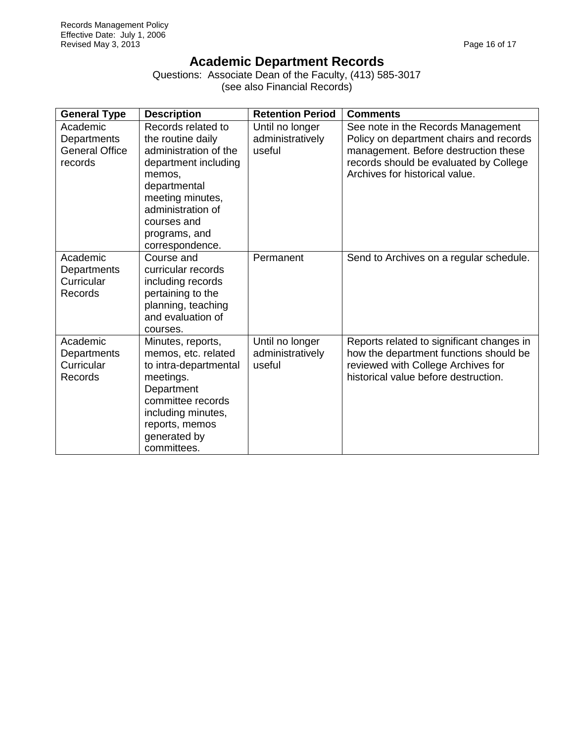# Academic Department Records

Questions: Associate Dean of the Faculty, (413) 585-3017
(see also Financial Records)

| General Type | Description | Retention Period | Comments |
|---|---|---|---|
| Academic Departments General Office records | Records related to the routine daily administration of the department including memos, departmental meeting minutes, administration of courses and programs, and correspondence. | Until no longer administratively useful | See note in the Records Management Policy on department chairs and records management. Before destruction these records should be evaluated by College Archives for historical value. |
| Academic Departments Curricular Records | Course and curricular records including records pertaining to the planning, teaching and evaluation of courses. | Permanent | Send to Archives on a regular schedule. |
| Academic Departments Curricular Records | Minutes, reports, memos, etc. related to intra-departmental meetings. Department committee records including minutes, reports, memos generated by committees. | Until no longer administratively useful | Reports related to significant changes in how the department functions should be reviewed with College Archives for historical value before destruction. |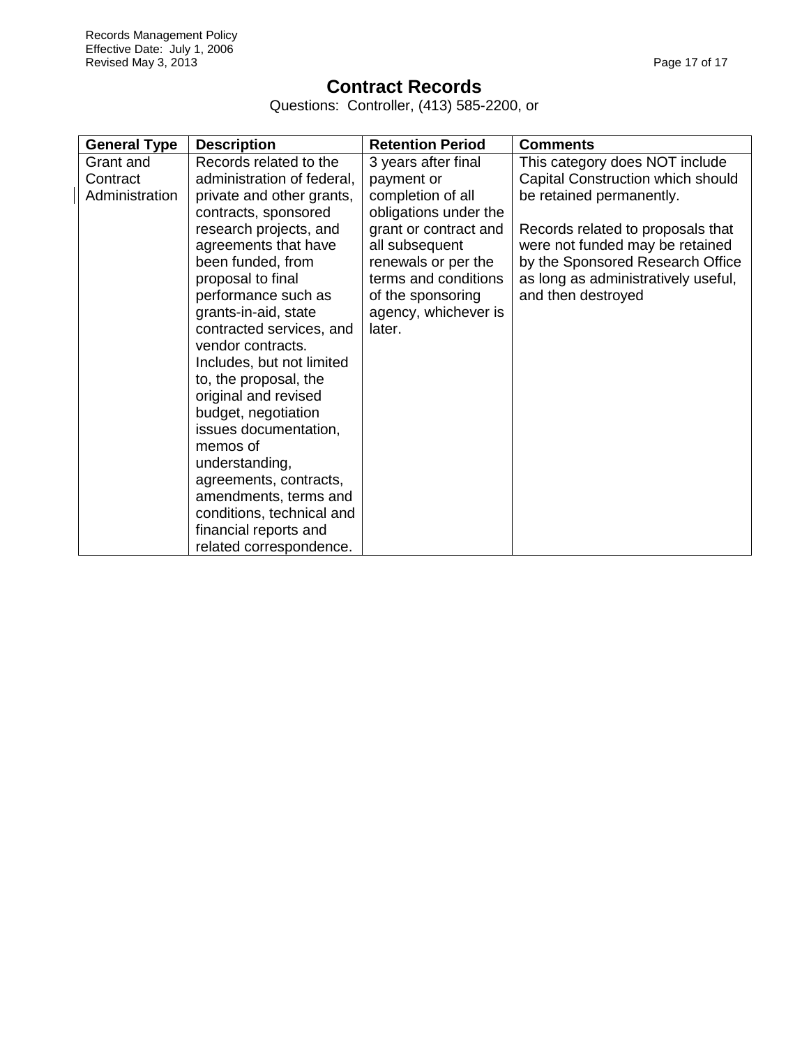# Contract Records

Questions: Controller, (413) 585-2200, or

| General Type | Description | Retention Period | Comments |
|---|---|---|---|
| Grant and Contract Administration | Records related to the administration of federal, private and other grants, contracts, sponsored research projects, and agreements that have been funded, from proposal to final performance such as grants-in-aid, state contracted services, and vendor contracts. Includes, but not limited to, the proposal, the original and revised budget, negotiation issues documentation, memos of understanding, agreements, contracts, amendments, terms and conditions, technical and financial reports and related correspondence. | 3 years after final payment or completion of all obligations under the grant or contract and all subsequent renewals or per the terms and conditions of the sponsoring agency, whichever is later. | This category does NOT include Capital Construction which should be retained permanently.<br><br>Records related to proposals that were not funded may be retained by the Sponsored Research Office as long as administratively useful, and then destroyed |